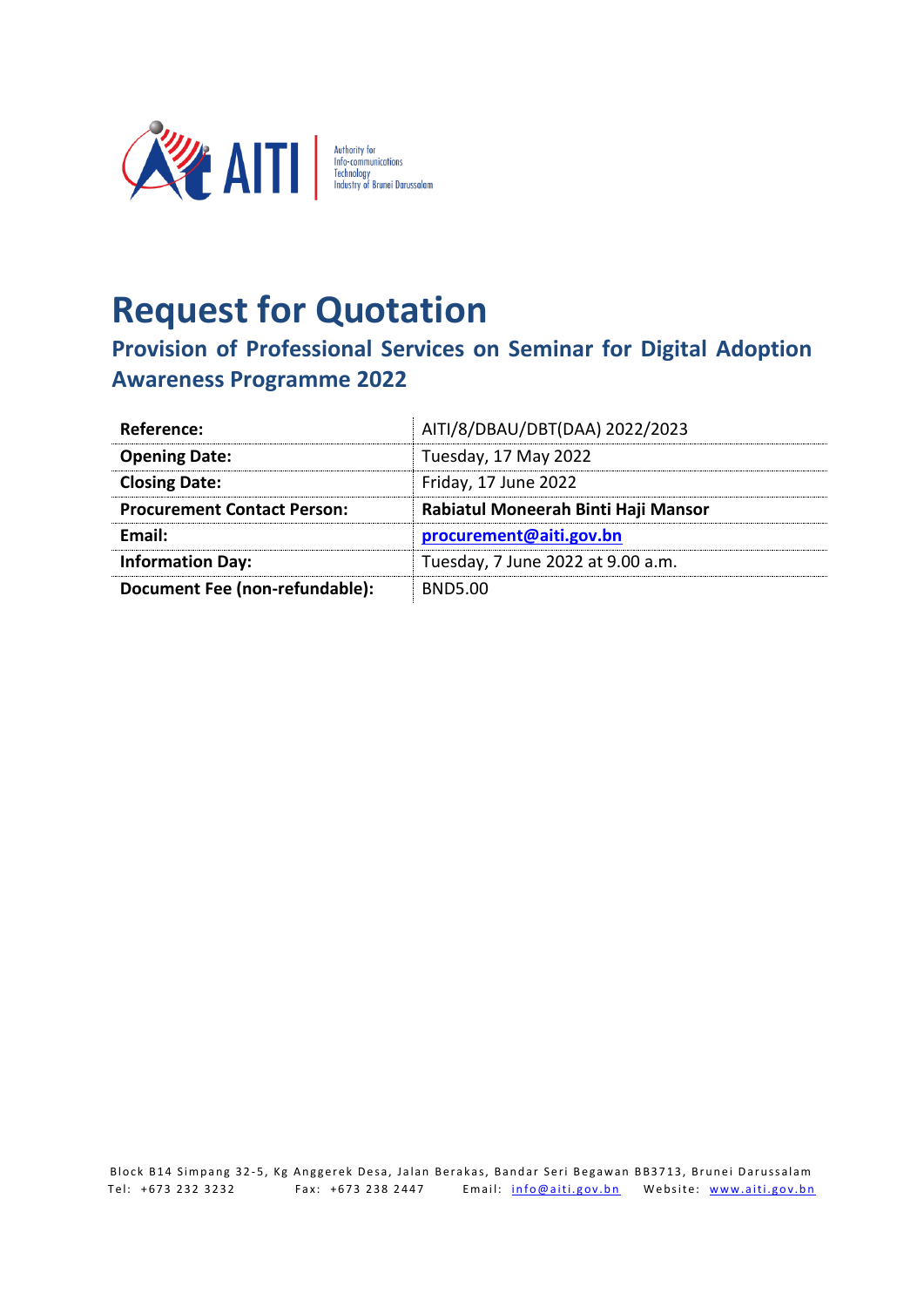# Request for Quotation

## Provision of Professional Services on Seminar for Digital Adoption Awareness Programme 2022

| | |
|---|---|
| **Reference:** | AITI/8/DBAU/DBT(DAA) 2022/2023 |
| **Opening Date:** | Tuesday, 17 May 2022 |
| **Closing Date:** | Friday, 17 June 2022 |
| **Procurement Contact Person:** | **Rabiatul Moneerah Binti Haji Mansor** |
| **Email:** | **procurement@aiti.gov.bn** |
| **Information Day:** | Tuesday, 7 June 2022 at 9.00 a.m. |
| **Document Fee (non-refundable):** | BND5.00 |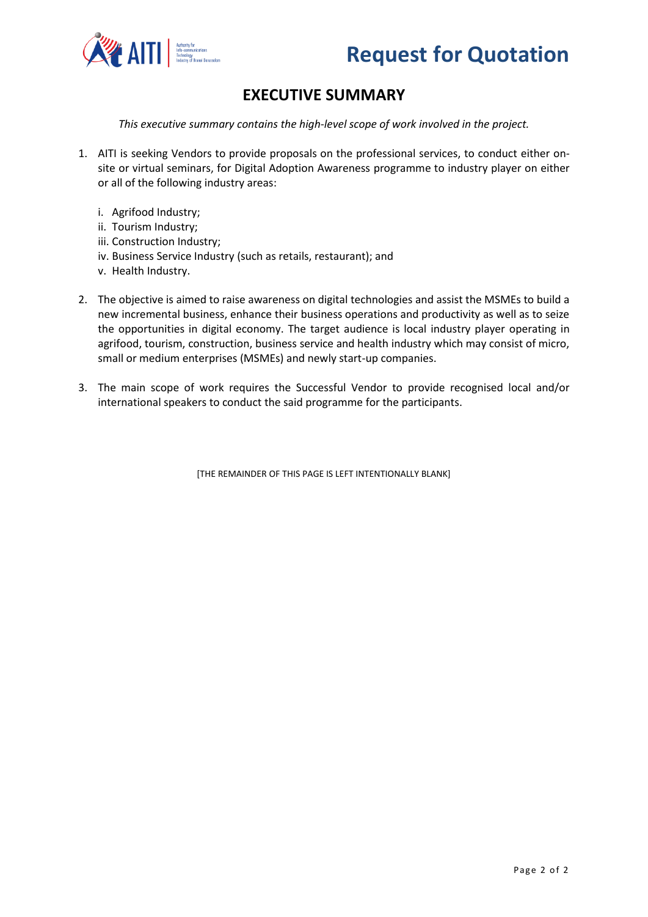# EXECUTIVE SUMMARY

*This executive summary contains the high-level scope of work involved in the project.*

1. AITI is seeking Vendors to provide proposals on the professional services, to conduct either on-site or virtual seminars, for Digital Adoption Awareness programme to industry player on either or all of the following industry areas:

   i. Agrifood Industry;
   ii. Tourism Industry;
   iii. Construction Industry;
   iv. Business Service Industry (such as retails, restaurant); and
   v. Health Industry.

2. The objective is aimed to raise awareness on digital technologies and assist the MSMEs to build a new incremental business, enhance their business operations and productivity as well as to seize the opportunities in digital economy. The target audience is local industry player operating in agrifood, tourism, construction, business service and health industry which may consist of micro, small or medium enterprises (MSMEs) and newly start-up companies.

3. The main scope of work requires the Successful Vendor to provide recognised local and/or international speakers to conduct the said programme for the participants.

[THE REMAINDER OF THIS PAGE IS LEFT INTENTIONALLY BLANK]